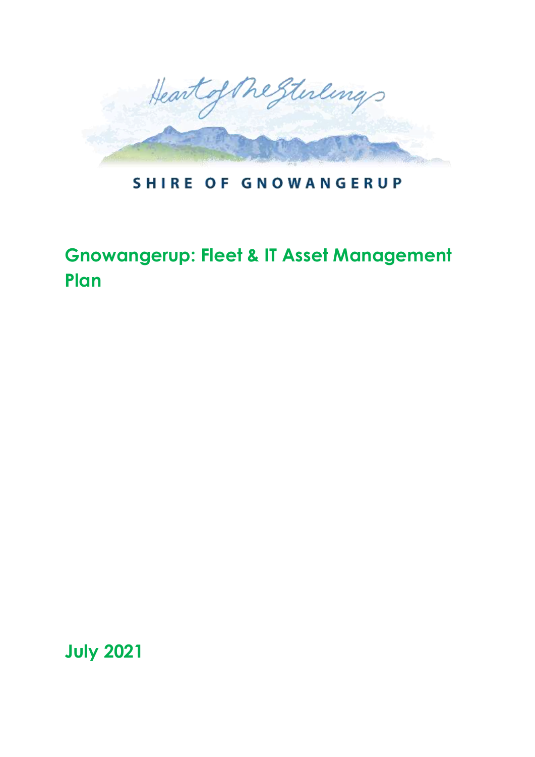SHIRE OF GNOWANGERUP

# Gnowangerup: Fleet & IT Asset Management Plan

**July 2021**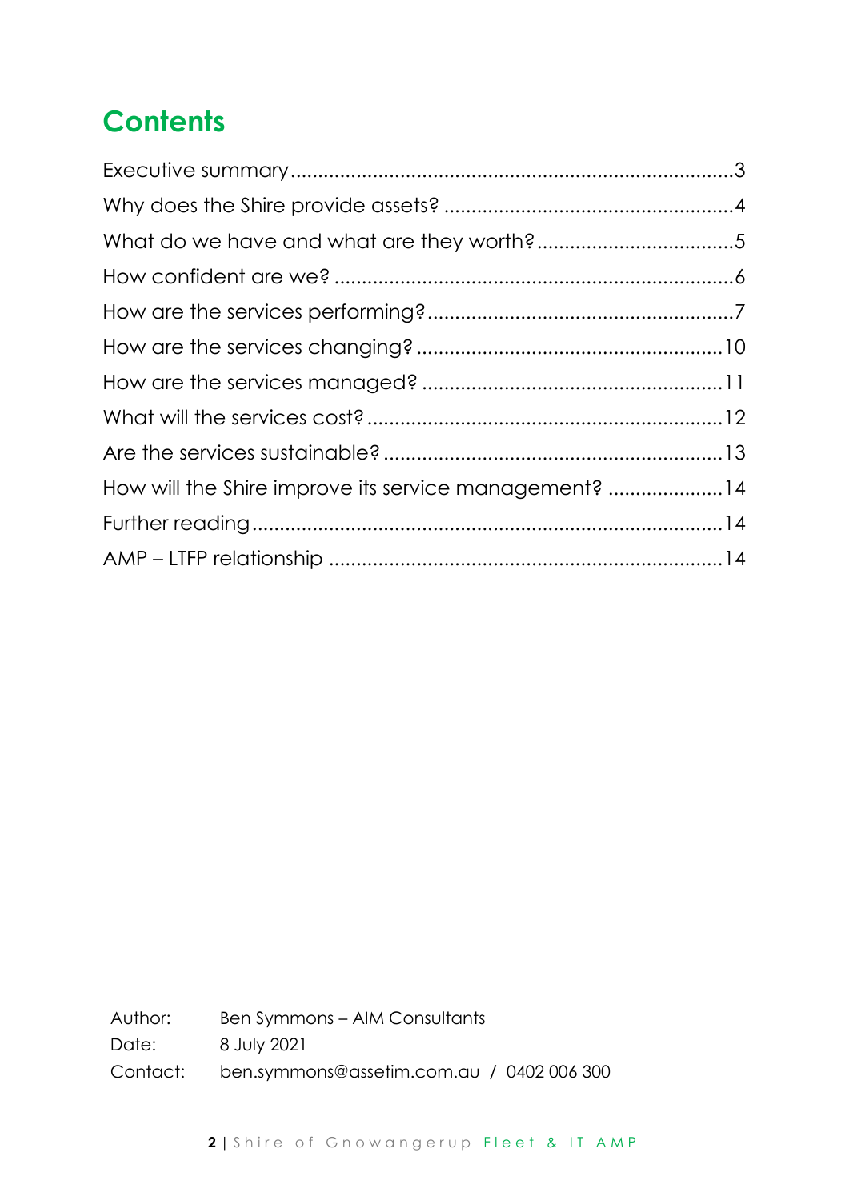# Contents

Executive summary....................................................................................3
Why does the Shire provide assets? .....................................................4
What do we have and what are they worth?.....................................5
How confident are we? .........................................................................6
How are the services performing?........................................................7
How are the services changing? ........................................................10
How are the services managed? .......................................................11
What will the services cost? .................................................................12
Are the services sustainable? ..............................................................13
How will the Shire improve its service management? .....................14
Further reading......................................................................................14
AMP – LTFP relationship ........................................................................14

Author: Ben Symmons – AIM Consultants
Date: 8 July 2021
Contact: ben.symmons@assetim.com.au / 0402 006 300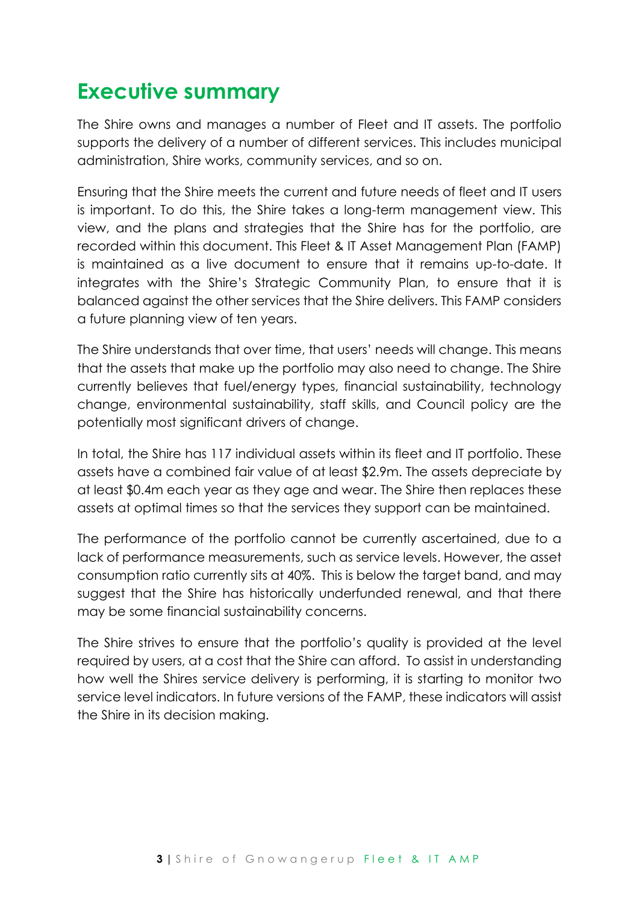# Executive summary

The Shire owns and manages a number of Fleet and IT assets. The portfolio supports the delivery of a number of different services. This includes municipal administration, Shire works, community services, and so on.

Ensuring that the Shire meets the current and future needs of fleet and IT users is important. To do this, the Shire takes a long-term management view. This view, and the plans and strategies that the Shire has for the portfolio, are recorded within this document. This Fleet & IT Asset Management Plan (FAMP) is maintained as a live document to ensure that it remains up-to-date. It integrates with the Shire's Strategic Community Plan, to ensure that it is balanced against the other services that the Shire delivers. This FAMP considers a future planning view of ten years.

The Shire understands that over time, that users' needs will change. This means that the assets that make up the portfolio may also need to change. The Shire currently believes that fuel/energy types, financial sustainability, technology change, environmental sustainability, staff skills, and Council policy are the potentially most significant drivers of change.

In total, the Shire has 117 individual assets within its fleet and IT portfolio. These assets have a combined fair value of at least $2.9m. The assets depreciate by at least $0.4m each year as they age and wear. The Shire then replaces these assets at optimal times so that the services they support can be maintained.

The performance of the portfolio cannot be currently ascertained, due to a lack of performance measurements, such as service levels. However, the asset consumption ratio currently sits at 40%. This is below the target band, and may suggest that the Shire has historically underfunded renewal, and that there may be some financial sustainability concerns.

The Shire strives to ensure that the portfolio's quality is provided at the level required by users, at a cost that the Shire can afford. To assist in understanding how well the Shires service delivery is performing, it is starting to monitor two service level indicators. In future versions of the FAMP, these indicators will assist the Shire in its decision making.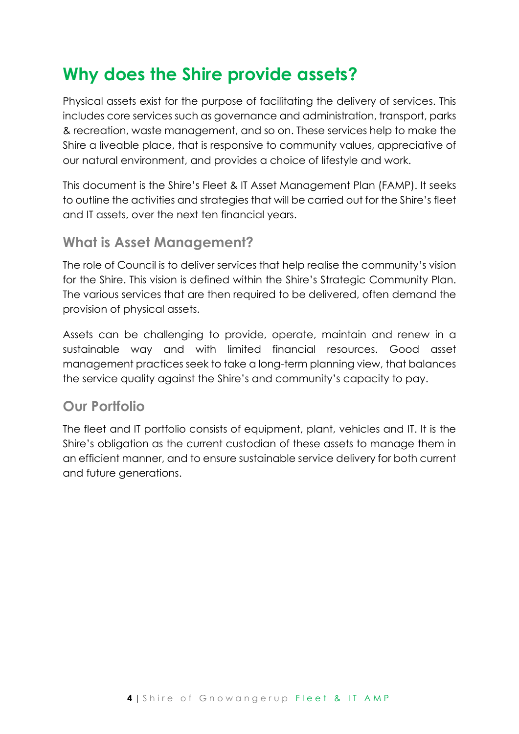# Why does the Shire provide assets?

Physical assets exist for the purpose of facilitating the delivery of services. This includes core services such as governance and administration, transport, parks & recreation, waste management, and so on. These services help to make the Shire a liveable place, that is responsive to community values, appreciative of our natural environment, and provides a choice of lifestyle and work.

This document is the Shire's Fleet & IT Asset Management Plan (FAMP). It seeks to outline the activities and strategies that will be carried out for the Shire's fleet and IT assets, over the next ten financial years.

## What is Asset Management?

The role of Council is to deliver services that help realise the community's vision for the Shire. This vision is defined within the Shire's Strategic Community Plan. The various services that are then required to be delivered, often demand the provision of physical assets.

Assets can be challenging to provide, operate, maintain and renew in a sustainable way and with limited financial resources. Good asset management practices seek to take a long-term planning view, that balances the service quality against the Shire's and community's capacity to pay.

## Our Portfolio

The fleet and IT portfolio consists of equipment, plant, vehicles and IT. It is the Shire's obligation as the current custodian of these assets to manage them in an efficient manner, and to ensure sustainable service delivery for both current and future generations.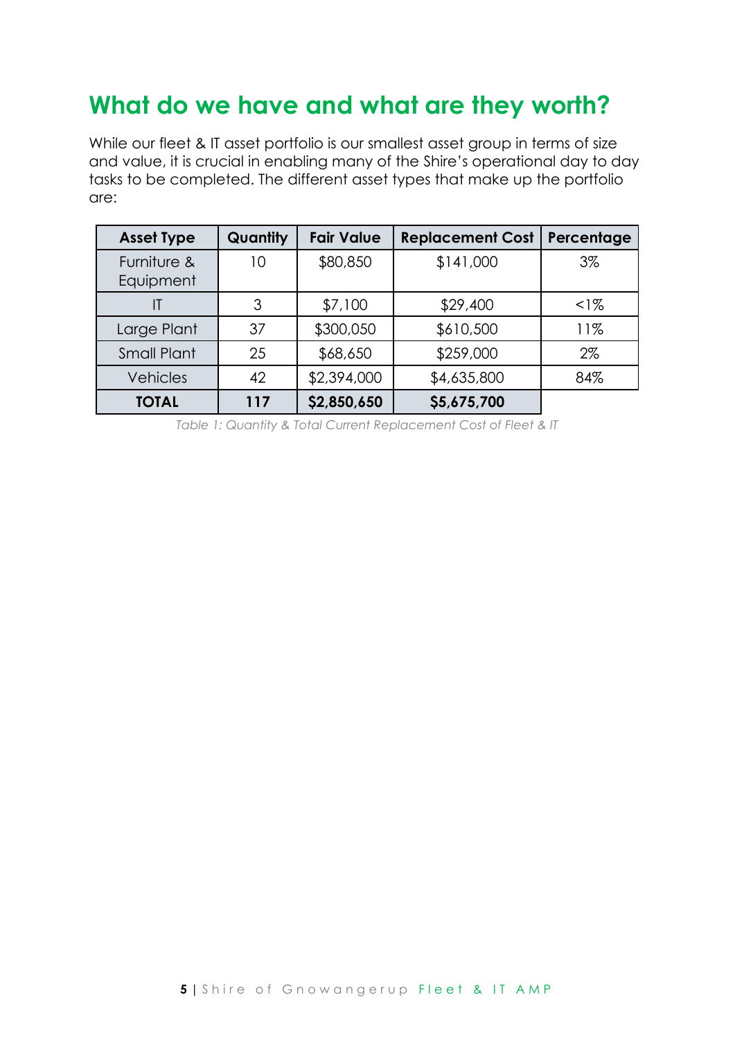# What do we have and what are they worth?

While our fleet & IT asset portfolio is our smallest asset group in terms of size and value, it is crucial in enabling many of the Shire's operational day to day tasks to be completed. The different asset types that make up the portfolio are:

| Asset Type | Quantity | Fair Value | Replacement Cost | Percentage |
|---|---|---|---|---|
| Furniture & Equipment | 10 | $80,850 | $141,000 | 3% |
| IT | 3 | $7,100 | $29,400 | <1% |
| Large Plant | 37 | $300,050 | $610,500 | 11% |
| Small Plant | 25 | $68,650 | $259,000 | 2% |
| Vehicles | 42 | $2,394,000 | $4,635,800 | 84% |
| **TOTAL** | **117** | **$2,850,650** | **$5,675,700** | |

*Table 1: Quantity & Total Current Replacement Cost of Fleet & IT*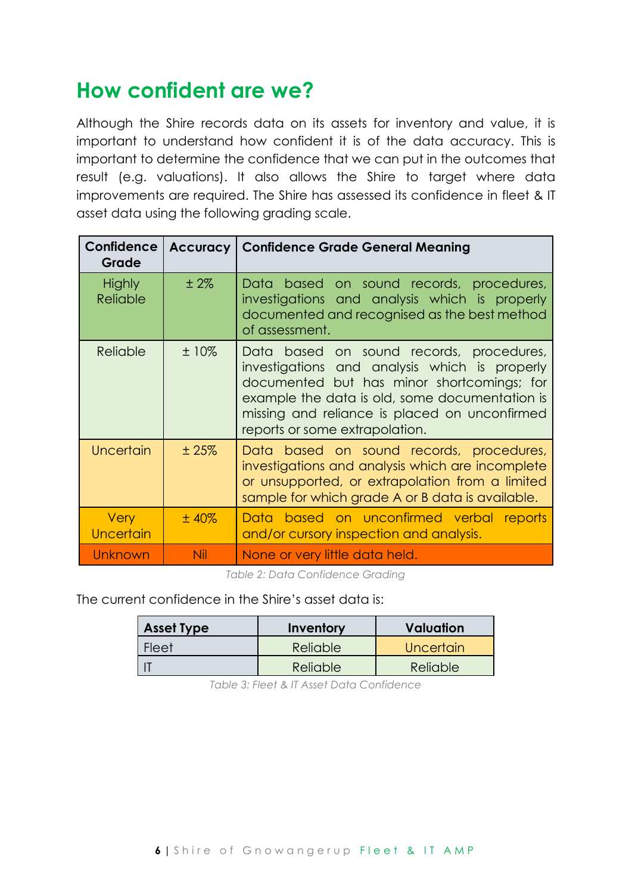## How confident are we?

Although the Shire records data on its assets for inventory and value, it is important to understand how confident it is of the data accuracy. This is important to determine the confidence that we can put in the outcomes that result (e.g. valuations). It also allows the Shire to target where data improvements are required. The Shire has assessed its confidence in fleet & IT asset data using the following grading scale.

| Confidence Grade | Accuracy | Confidence Grade General Meaning |
|---|---|---|
| Highly Reliable | ± 2% | Data based on sound records, procedures, investigations and analysis which is properly documented and recognised as the best method of assessment. |
| Reliable | ± 10% | Data based on sound records, procedures, investigations and analysis which is properly documented but has minor shortcomings; for example the data is old, some documentation is missing and reliance is placed on unconfirmed reports or some extrapolation. |
| Uncertain | ± 25% | Data based on sound records, procedures, investigations and analysis which are incomplete or unsupported, or extrapolation from a limited sample for which grade A or B data is available. |
| Very Uncertain | ± 40% | Data based on unconfirmed verbal reports and/or cursory inspection and analysis. |
| Unknown | Nil | None or very little data held. |

*Table 2: Data Confidence Grading*

The current confidence in the Shire's asset data is:

| Asset Type | Inventory | Valuation |
|---|---|---|
| Fleet | Reliable | Uncertain |
| IT | Reliable | Reliable |

*Table 3: Fleet & IT Asset Data Confidence*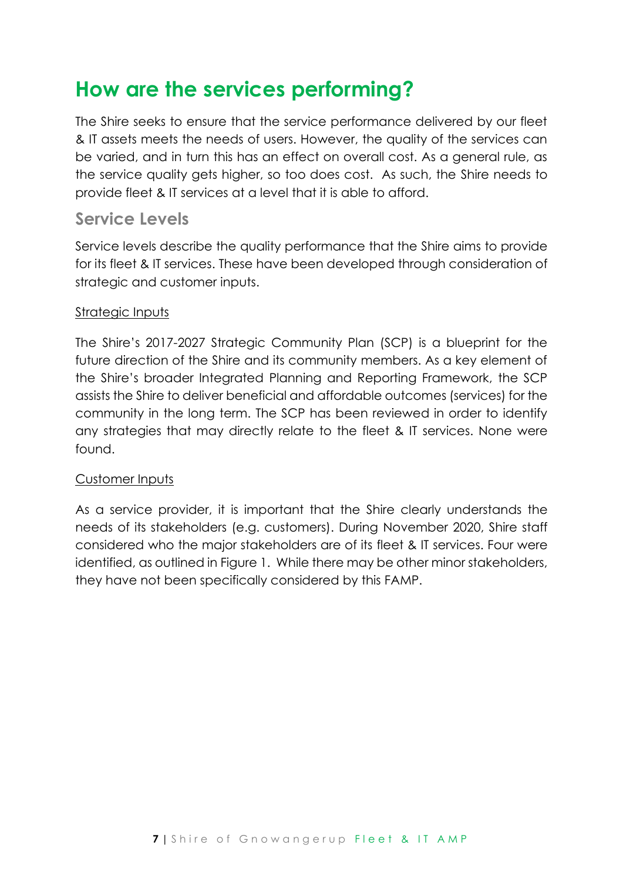# How are the services performing?

The Shire seeks to ensure that the service performance delivered by our fleet & IT assets meets the needs of users. However, the quality of the services can be varied, and in turn this has an effect on overall cost. As a general rule, as the service quality gets higher, so too does cost. As such, the Shire needs to provide fleet & IT services at a level that it is able to afford.

## Service Levels

Service levels describe the quality performance that the Shire aims to provide for its fleet & IT services. These have been developed through consideration of strategic and customer inputs.

<u>Strategic Inputs</u>

The Shire's 2017-2027 Strategic Community Plan (SCP) is a blueprint for the future direction of the Shire and its community members. As a key element of the Shire's broader Integrated Planning and Reporting Framework, the SCP assists the Shire to deliver beneficial and affordable outcomes (services) for the community in the long term. The SCP has been reviewed in order to identify any strategies that may directly relate to the fleet & IT services. None were found.

<u>Customer Inputs</u>

As a service provider, it is important that the Shire clearly understands the needs of its stakeholders (e.g. customers). During November 2020, Shire staff considered who the major stakeholders are of its fleet & IT services. Four were identified, as outlined in Figure 1. While there may be other minor stakeholders, they have not been specifically considered by this FAMP.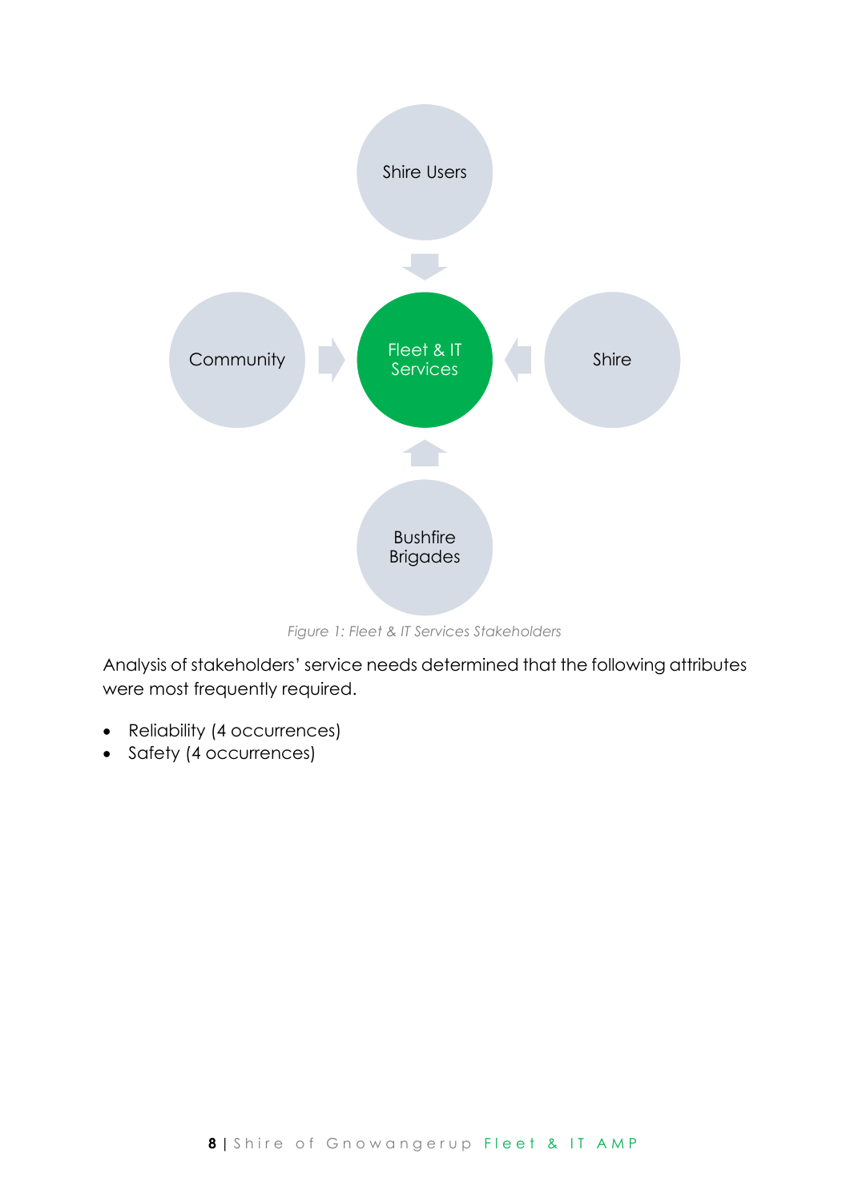Shire Users

Community

Fleet & IT Services

Shire

Bushfire Brigades

*Figure 1: Fleet & IT Services Stakeholders*

Analysis of stakeholders' service needs determined that the following attributes were most frequently required.

- Reliability (4 occurrences)
- Safety (4 occurrences)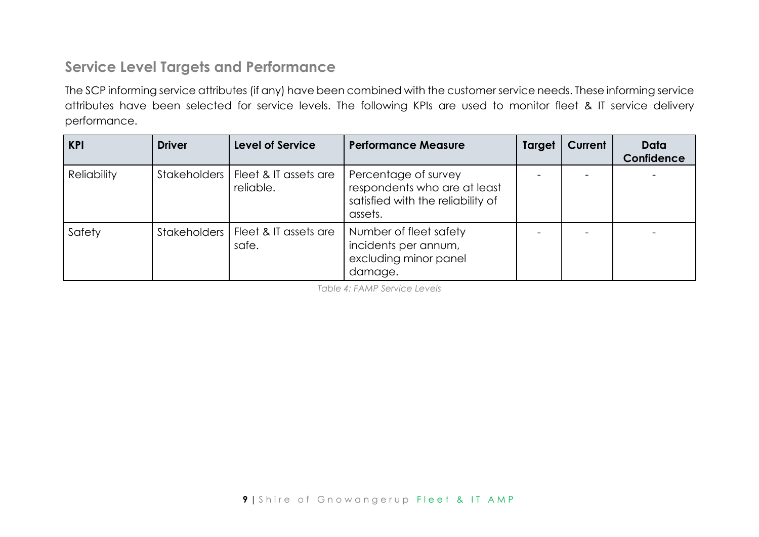## Service Level Targets and Performance

The SCP informing service attributes (if any) have been combined with the customer service needs. These informing service attributes have been selected for service levels. The following KPIs are used to monitor fleet & IT service delivery performance.

| KPI | Driver | Level of Service | Performance Measure | Target | Current | Data Confidence |
|---|---|---|---|---|---|---|
| Reliability | Stakeholders | Fleet & IT assets are reliable. | Percentage of survey respondents who are at least satisfied with the reliability of assets. | - | - | - |
| Safety | Stakeholders | Fleet & IT assets are safe. | Number of fleet safety incidents per annum, excluding minor panel damage. | - | - | - |

*Table 4: FAMP Service Levels*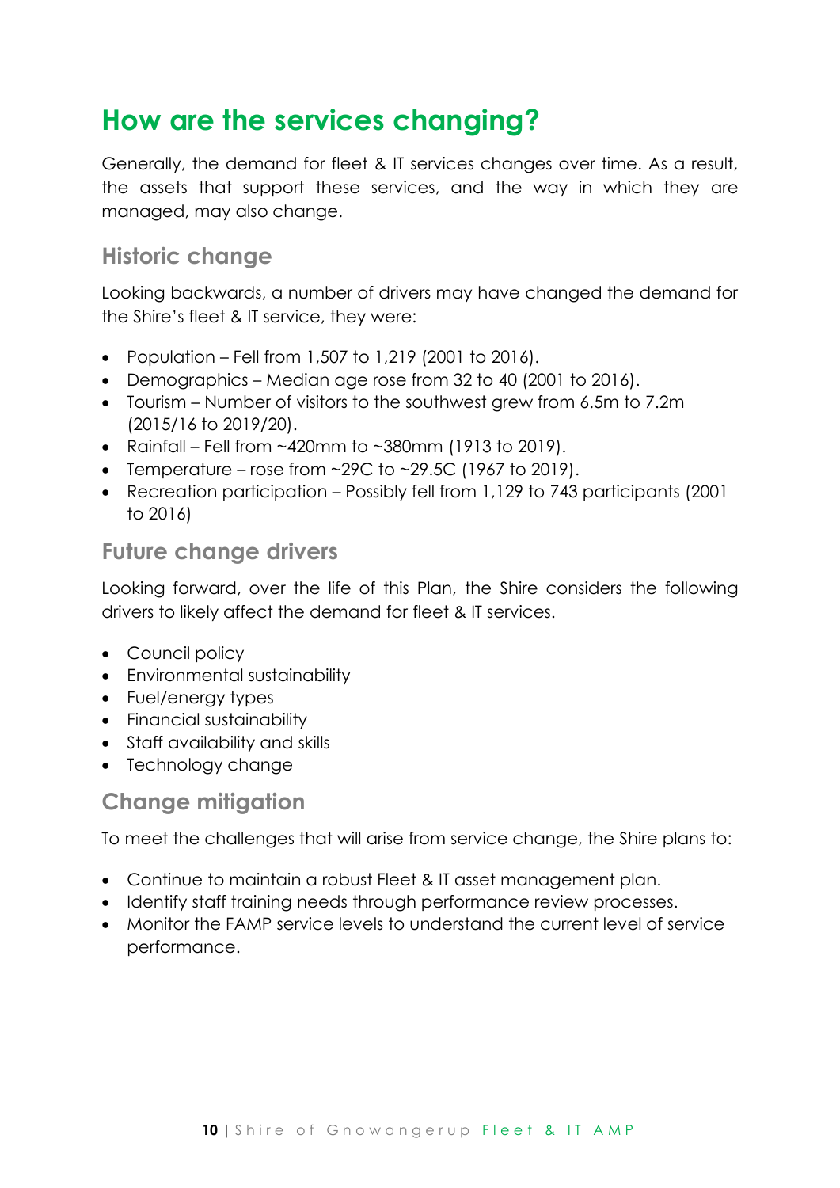# How are the services changing?

Generally, the demand for fleet & IT services changes over time. As a result, the assets that support these services, and the way in which they are managed, may also change.

## Historic change

Looking backwards, a number of drivers may have changed the demand for the Shire's fleet & IT service, they were:

- Population – Fell from 1,507 to 1,219 (2001 to 2016).
- Demographics – Median age rose from 32 to 40 (2001 to 2016).
- Tourism – Number of visitors to the southwest grew from 6.5m to 7.2m (2015/16 to 2019/20).
- Rainfall – Fell from ~420mm to ~380mm (1913 to 2019).
- Temperature – rose from ~29C to ~29.5C (1967 to 2019).
- Recreation participation – Possibly fell from 1,129 to 743 participants (2001 to 2016)

## Future change drivers

Looking forward, over the life of this Plan, the Shire considers the following drivers to likely affect the demand for fleet & IT services.

- Council policy
- Environmental sustainability
- Fuel/energy types
- Financial sustainability
- Staff availability and skills
- Technology change

## Change mitigation

To meet the challenges that will arise from service change, the Shire plans to:

- Continue to maintain a robust Fleet & IT asset management plan.
- Identify staff training needs through performance review processes.
- Monitor the FAMP service levels to understand the current level of service performance.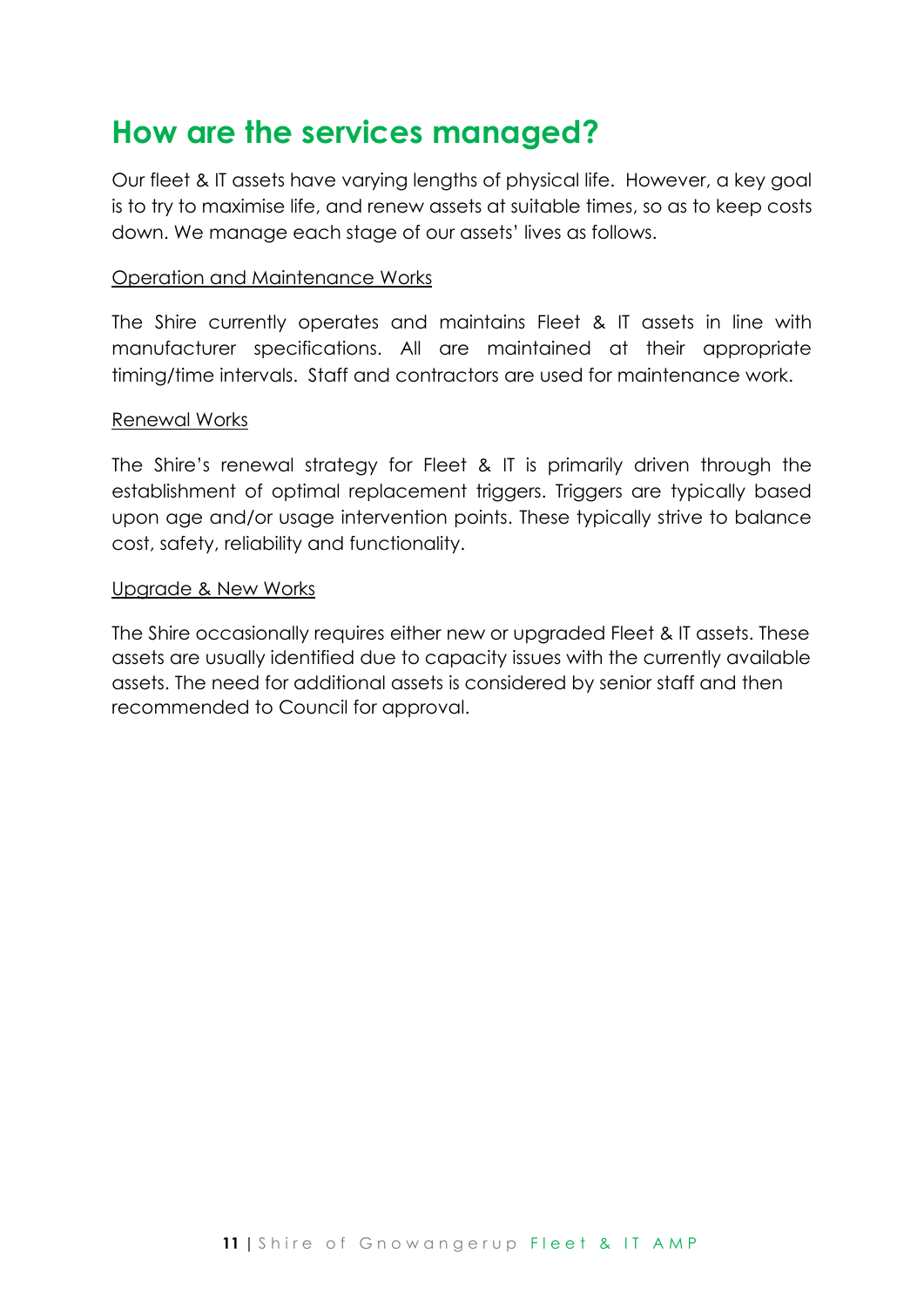# How are the services managed?

Our fleet & IT assets have varying lengths of physical life. However, a key goal is to try to maximise life, and renew assets at suitable times, so as to keep costs down. We manage each stage of our assets' lives as follows.

<u>Operation and Maintenance Works</u>

The Shire currently operates and maintains Fleet & IT assets in line with manufacturer specifications. All are maintained at their appropriate timing/time intervals. Staff and contractors are used for maintenance work.

<u>Renewal Works</u>

The Shire's renewal strategy for Fleet & IT is primarily driven through the establishment of optimal replacement triggers. Triggers are typically based upon age and/or usage intervention points. These typically strive to balance cost, safety, reliability and functionality.

<u>Upgrade & New Works</u>

The Shire occasionally requires either new or upgraded Fleet & IT assets. These assets are usually identified due to capacity issues with the currently available assets. The need for additional assets is considered by senior staff and then recommended to Council for approval.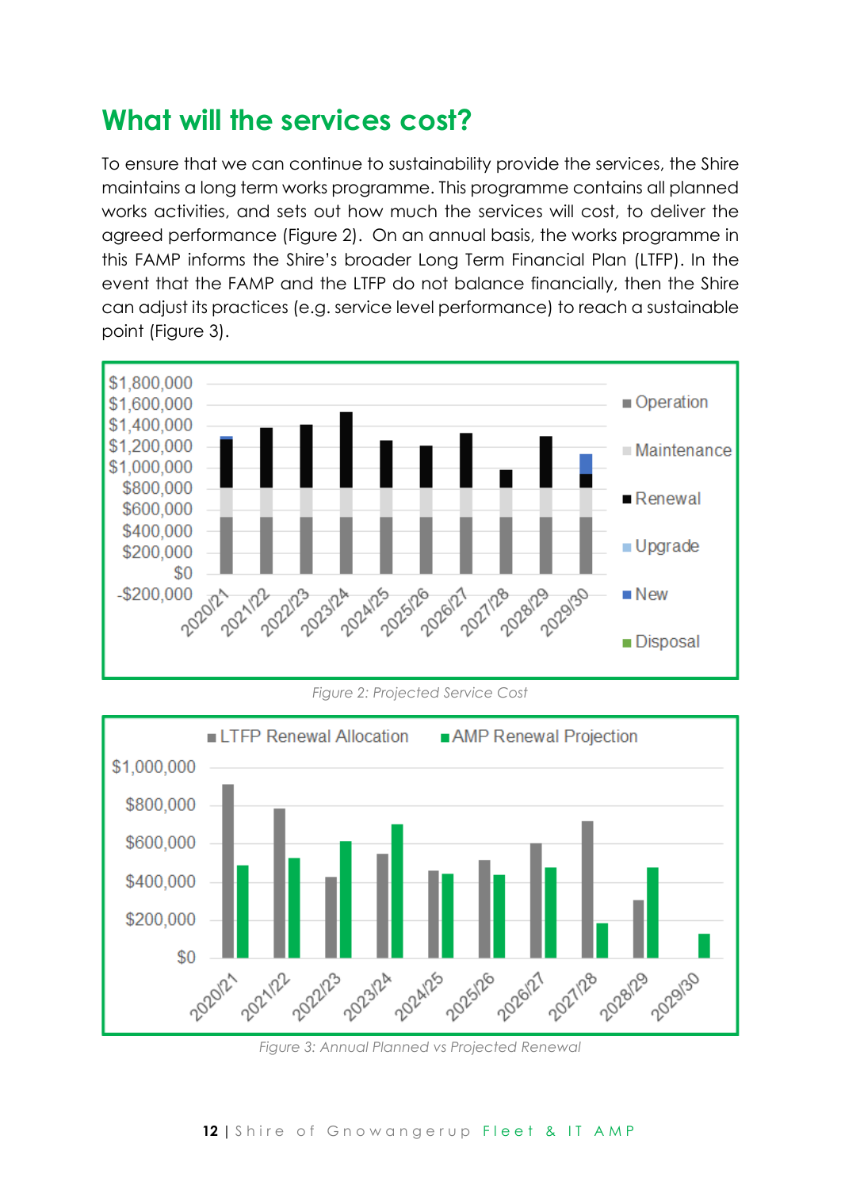# What will the services cost?

To ensure that we can continue to sustainability provide the services, the Shire maintains a long term works programme. This programme contains all planned works activities, and sets out how much the services will cost, to deliver the agreed performance (Figure 2). On an annual basis, the works programme in this FAMP informs the Shire's broader Long Term Financial Plan (LTFP). In the event that the FAMP and the LTFP do not balance financially, then the Shire can adjust its practices (e.g. service level performance) to reach a sustainable point (Figure 3).

*Figure 2: Projected Service Cost*

*Figure 3: Annual Planned vs Projected Renewal*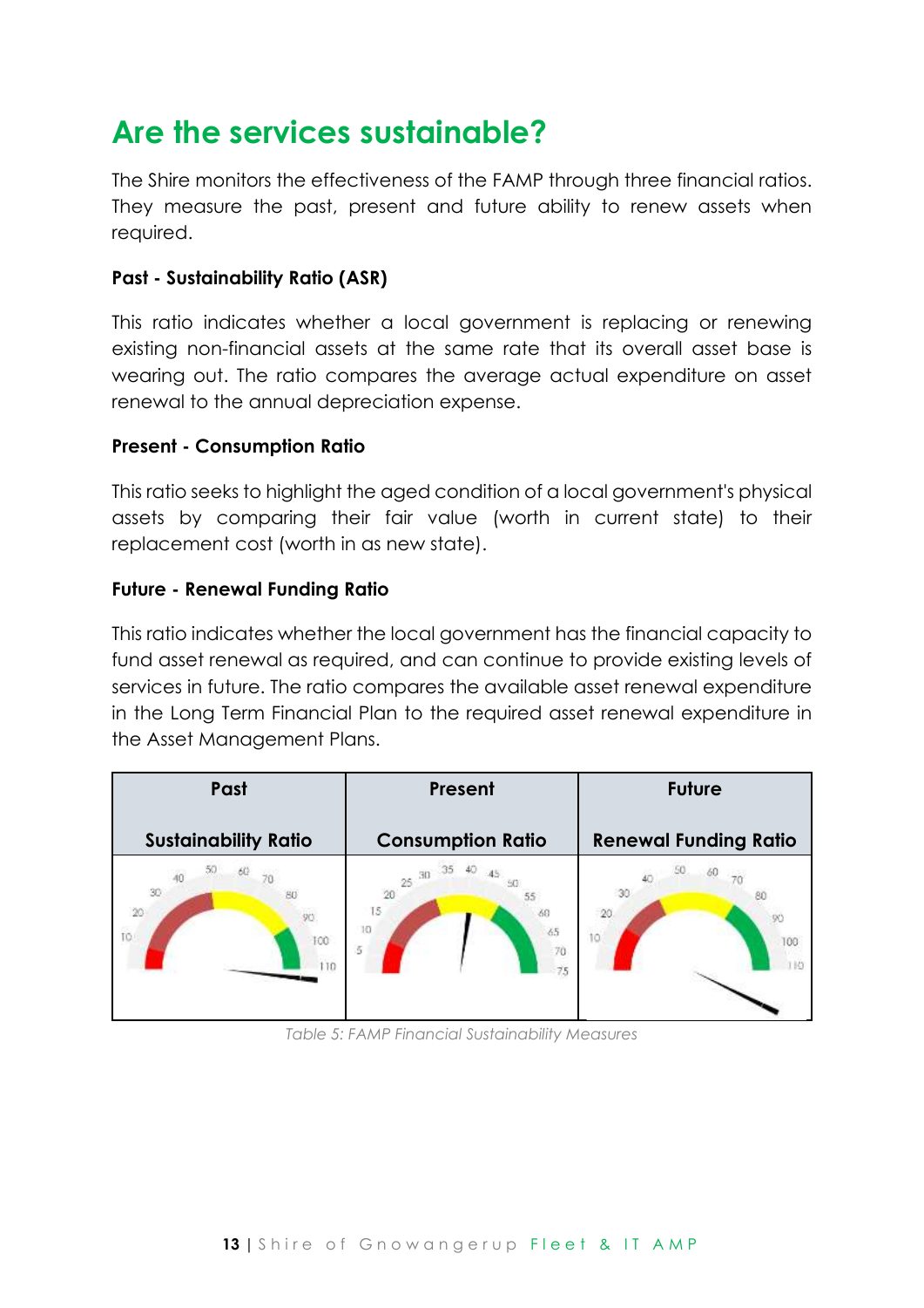# Are the services sustainable?

The Shire monitors the effectiveness of the FAMP through three financial ratios. They measure the past, present and future ability to renew assets when required.

**Past - Sustainability Ratio (ASR)**

This ratio indicates whether a local government is replacing or renewing existing non-financial assets at the same rate that its overall asset base is wearing out. The ratio compares the average actual expenditure on asset renewal to the annual depreciation expense.

**Present - Consumption Ratio**

This ratio seeks to highlight the aged condition of a local government's physical assets by comparing their fair value (worth in current state) to their replacement cost (worth in as new state).

**Future - Renewal Funding Ratio**

This ratio indicates whether the local government has the financial capacity to fund asset renewal as required, and can continue to provide existing levels of services in future. The ratio compares the available asset renewal expenditure in the Long Term Financial Plan to the required asset renewal expenditure in the Asset Management Plans.

| Past<br><br>Sustainability Ratio | Present<br><br>Consumption Ratio | Future<br><br>Renewal Funding Ratio |
|---|---|---|
| 10 20 30 40 50 60 70 80 90 100 110 | 5 10 15 20 25 30 35 40 45 50 55 60 65 70 75 | 10 20 30 40 50 60 70 80 90 100 110 |

*Table 5: FAMP Financial Sustainability Measures*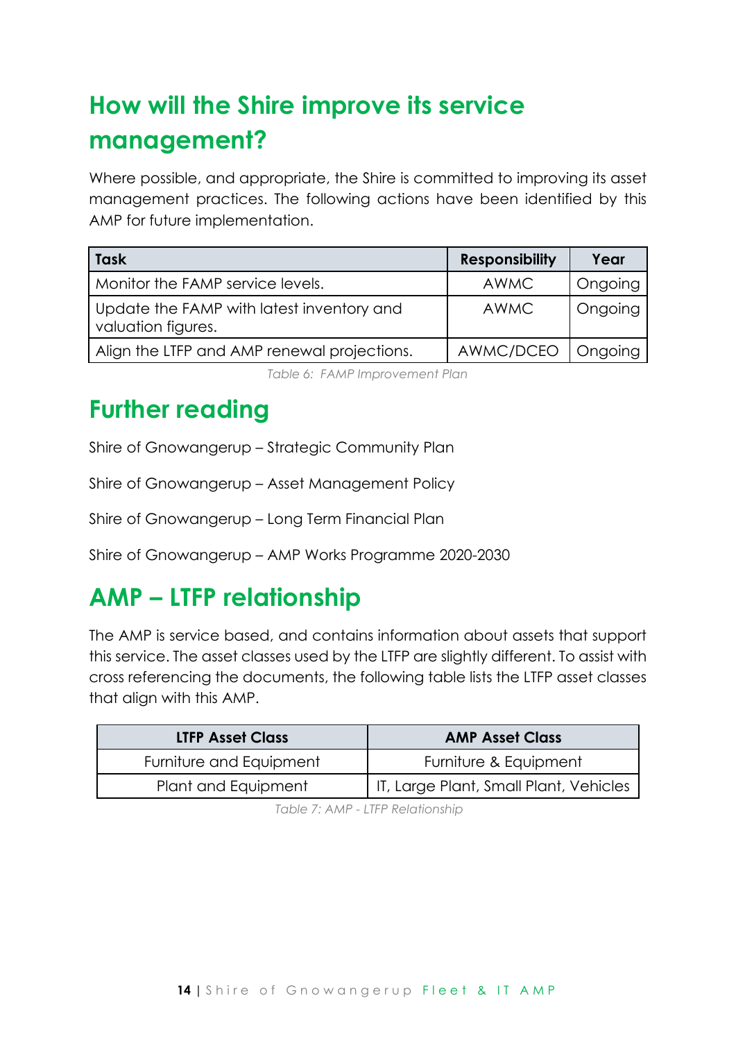# How will the Shire improve its service management?

Where possible, and appropriate, the Shire is committed to improving its asset management practices. The following actions have been identified by this AMP for future implementation.

| Task | Responsibility | Year |
|---|---|---|
| Monitor the FAMP service levels. | AWMC | Ongoing |
| Update the FAMP with latest inventory and valuation figures. | AWMC | Ongoing |
| Align the LTFP and AMP renewal projections. | AWMC/DCEO | Ongoing |

*Table 6: FAMP Improvement Plan*

# Further reading

Shire of Gnowangerup – Strategic Community Plan

Shire of Gnowangerup – Asset Management Policy

Shire of Gnowangerup – Long Term Financial Plan

Shire of Gnowangerup – AMP Works Programme 2020-2030

# AMP – LTFP relationship

The AMP is service based, and contains information about assets that support this service. The asset classes used by the LTFP are slightly different. To assist with cross referencing the documents, the following table lists the LTFP asset classes that align with this AMP.

| LTFP Asset Class | AMP Asset Class |
|---|---|
| Furniture and Equipment | Furniture & Equipment |
| Plant and Equipment | IT, Large Plant, Small Plant, Vehicles |

*Table 7: AMP - LTFP Relationship*